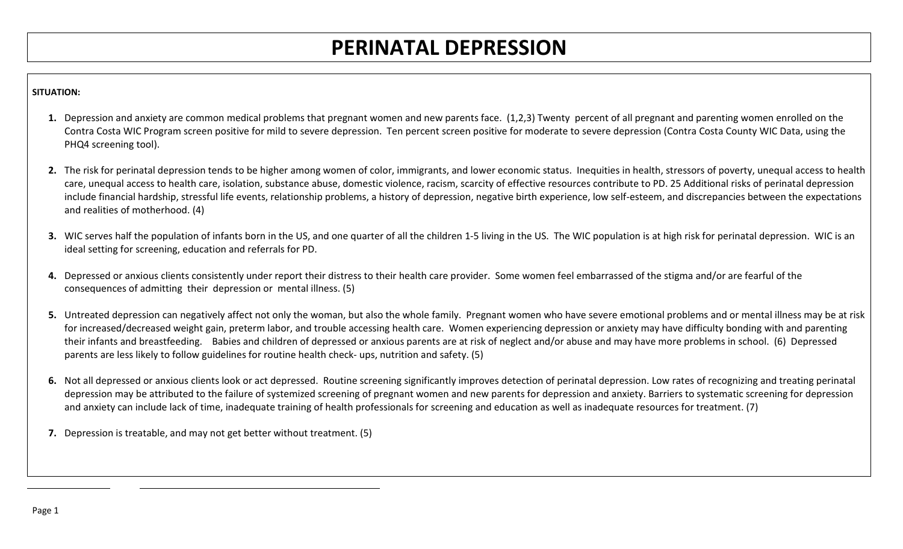# PERINATAL DEPRESSION

**SITUATION:**

1. Depression and anxiety are common medical problems that pregnant women and new parents face. (1,2,3) Twenty percent of all pregnant and parenting women enrolled on the Contra Costa WIC Program screen positive for mild to severe depression. Ten percent screen positive for moderate to severe depression (Contra Costa County WIC Data, using the PHQ4 screening tool).

2. The risk for perinatal depression tends to be higher among women of color, immigrants, and lower economic status. Inequities in health, stressors of poverty, unequal access to health care, unequal access to health care, isolation, substance abuse, domestic violence, racism, scarcity of effective resources contribute to PD. 25 Additional risks of perinatal depression include financial hardship, stressful life events, relationship problems, a history of depression, negative birth experience, low self-esteem, and discrepancies between the expectations and realities of motherhood. (4)

3. WIC serves half the population of infants born in the US, and one quarter of all the children 1-5 living in the US. The WIC population is at high risk for perinatal depression. WIC is an ideal setting for screening, education and referrals for PD.

4. Depressed or anxious clients consistently under report their distress to their health care provider. Some women feel embarrassed of the stigma and/or are fearful of the consequences of admitting their depression or mental illness. (5)

5. Untreated depression can negatively affect not only the woman, but also the whole family. Pregnant women who have severe emotional problems and or mental illness may be at risk for increased/decreased weight gain, preterm labor, and trouble accessing health care. Women experiencing depression or anxiety may have difficulty bonding with and parenting their infants and breastfeeding. Babies and children of depressed or anxious parents are at risk of neglect and/or abuse and may have more problems in school. (6) Depressed parents are less likely to follow guidelines for routine health check- ups, nutrition and safety. (5)

6. Not all depressed or anxious clients look or act depressed. Routine screening significantly improves detection of perinatal depression. Low rates of recognizing and treating perinatal depression may be attributed to the failure of systemized screening of pregnant women and new parents for depression and anxiety. Barriers to systematic screening for depression and anxiety can include lack of time, inadequate training of health professionals for screening and education as well as inadequate resources for treatment. (7)

7. Depression is treatable, and may not get better without treatment. (5)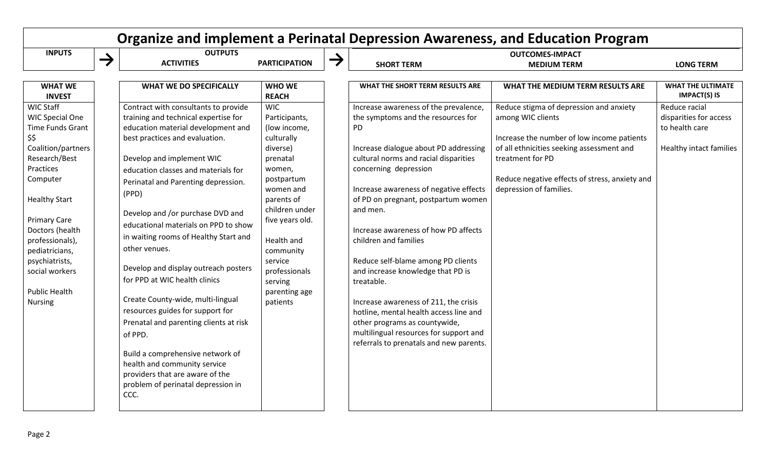# Organize and implement a Perinatal Depression Awareness, and Education Program

| INPUTS | OUTPUTS | | OUTCOMES-IMPACT | | |
|---|---|---|---|---|---|
| | ACTIVITIES | PARTICIPATION | SHORT TERM | MEDIUM TERM | LONG TERM |
| **WHAT WE INVEST** | **WHAT WE DO SPECIFICALLY** | **WHO WE REACH** | **WHAT THE SHORT TERM RESULTS ARE** | **WHAT THE MEDIUM TERM RESULTS ARE** | **WHAT THE ULTIMATE IMPACT(S) IS** |
| WIC Staff<br>WIC Special One Time Funds Grant $$<br>Coalition/partners<br>Research/Best Practices<br>Computer<br><br>Healthy Start<br><br>Primary Care Doctors (health professionals), pediatricians, psychiatrists, social workers<br><br>Public Health Nursing | Contract with consultants to provide training and technical expertise for education material development and best practices and evaluation.<br><br>Develop and implement WIC education classes and materials for Perinatal and Parenting depression. (PPD)<br><br>Develop and /or purchase DVD and educational materials on PPD to show in waiting rooms of Healthy Start and other venues.<br><br>Develop and display outreach posters for PPD at WIC health clinics<br><br>Create County-wide, multi-lingual resources guides for support for Prenatal and parenting clients at risk of PPD.<br><br>Build a comprehensive network of health and community service providers that are aware of the problem of perinatal depression in CCC. | WIC Participants, (low income, culturally diverse) prenatal women, postpartum women and parents of children under five years old.<br><br>Health and community service professionals serving parenting age patients | Increase awareness of the prevalence, the symptoms and the resources for PD<br><br>Increase dialogue about PD addressing cultural norms and racial disparities concerning depression<br><br>Increase awareness of negative effects of PD on pregnant, postpartum women and men.<br><br>Increase awareness of how PD affects children and families<br><br>Reduce self-blame among PD clients and increase knowledge that PD is treatable.<br><br>Increase awareness of 211, the crisis hotline, mental health access line and other programs as countywide, multilingual resources for support and referrals to prenatals and new parents. | Reduce stigma of depression and anxiety among WIC clients<br><br>Increase the number of low income patients of all ethnicities seeking assessment and treatment for PD<br><br>Reduce negative effects of stress, anxiety and depression of families. | Reduce racial disparities for access to health care<br><br>Healthy intact families |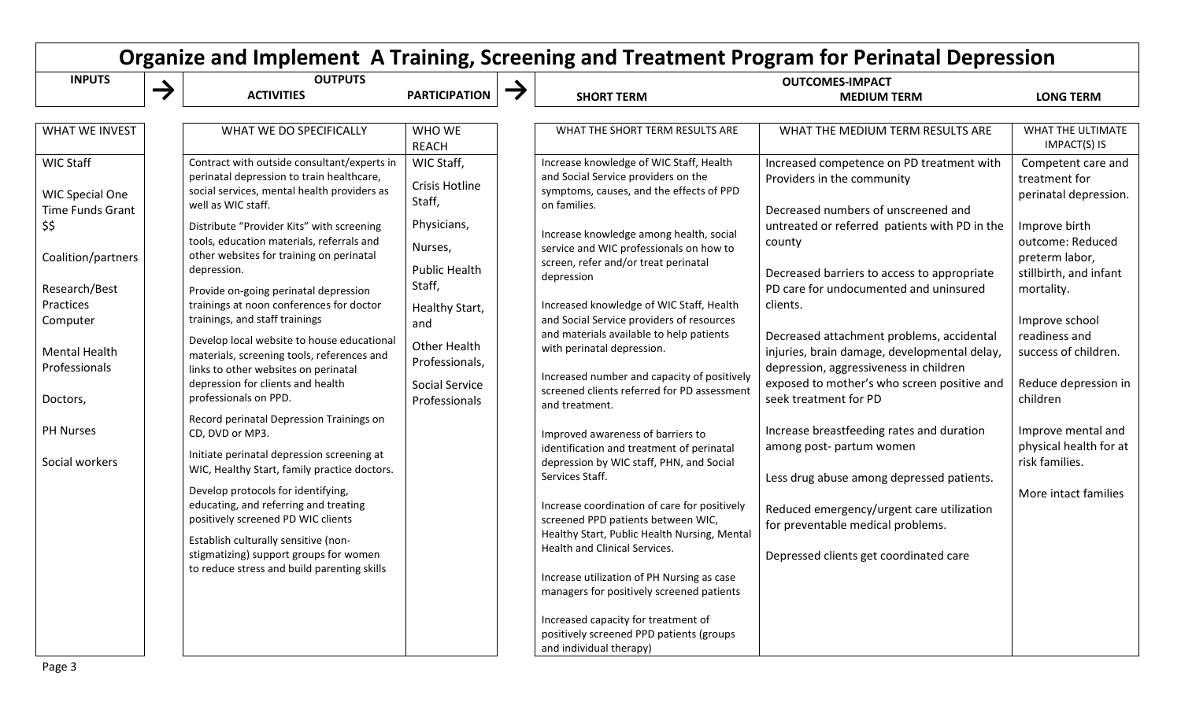# Organize and Implement A Training, Screening and Treatment Program for Perinatal Depression

| INPUTS | OUTPUTS | | OUTCOMES-IMPACT | | |
|---|---|---|---|---|---|
| | **ACTIVITIES** | **PARTICIPATION** | **SHORT TERM** | **MEDIUM TERM** | **LONG TERM** |
| WHAT WE INVEST | WHAT WE DO SPECIFICALLY | WHO WE REACH | WHAT THE SHORT TERM RESULTS ARE | WHAT THE MEDIUM TERM RESULTS ARE | WHAT THE ULTIMATE IMPACT(S) IS |
| WIC Staff<br><br>WIC Special One Time Funds Grant $$<br><br>Coalition/partners<br><br>Research/Best Practices Computer<br><br>Mental Health Professionals<br><br>Doctors,<br><br>PH Nurses<br><br>Social workers | Contract with outside consultant/experts in perinatal depression to train healthcare, social services, mental health providers as well as WIC staff.<br><br>Distribute "Provider Kits" with screening tools, education materials, referrals and other websites for training on perinatal depression.<br><br>Provide on-going perinatal depression trainings at noon conferences for doctor trainings, and staff trainings<br><br>Develop local website to house educational materials, screening tools, references and links to other websites on perinatal depression for clients and health professionals on PPD.<br><br>Record perinatal Depression Trainings on CD, DVD or MP3.<br><br>Initiate perinatal depression screening at WIC, Healthy Start, family practice doctors.<br><br>Develop protocols for identifying, educating, and referring and treating positively screened PD WIC clients<br><br>Establish culturally sensitive (non-stigmatizing) support groups for women to reduce stress and build parenting skills | WIC Staff,<br><br>Crisis Hotline Staff,<br><br>Physicians,<br><br>Nurses,<br><br>Public Health Staff,<br><br>Healthy Start, and<br><br>Other Health Professionals,<br><br>Social Service Professionals | Increase knowledge of WIC Staff, Health and Social Service providers on the symptoms, causes, and the effects of PPD on families.<br><br>Increase knowledge among health, social service and WIC professionals on how to screen, refer and/or treat perinatal depression<br><br>Increased knowledge of WIC Staff, Health and Social Service providers of resources and materials available to help patients with perinatal depression.<br><br>Increased number and capacity of positively screened clients referred for PD assessment and treatment.<br><br>Improved awareness of barriers to identification and treatment of perinatal depression by WIC staff, PHN, and Social Services Staff.<br><br>Increase coordination of care for positively screened PPD patients between WIC, Healthy Start, Public Health Nursing, Mental Health and Clinical Services.<br><br>Increase utilization of PH Nursing as case managers for positively screened patients<br><br>Increased capacity for treatment of positively screened PPD patients (groups and individual therapy) | Increased competence on PD treatment with Providers in the community<br><br>Decreased numbers of unscreened and untreated or referred patients with PD in the county<br><br>Decreased barriers to access to appropriate PD care for undocumented and uninsured clients.<br><br>Decreased attachment problems, accidental injuries, brain damage, developmental delay, depression, aggressiveness in children exposed to mother's who screen positive and seek treatment for PD<br><br>Increase breastfeeding rates and duration among post- partum women<br><br>Less drug abuse among depressed patients.<br><br>Reduced emergency/urgent care utilization for preventable medical problems.<br><br>Depressed clients get coordinated care | Competent care and treatment for perinatal depression.<br><br>Improve birth outcome: Reduced preterm labor, stillbirth, and infant mortality.<br><br>Improve school readiness and success of children.<br><br>Reduce depression in children<br><br>Improve mental and physical health for at risk families.<br><br>More intact families |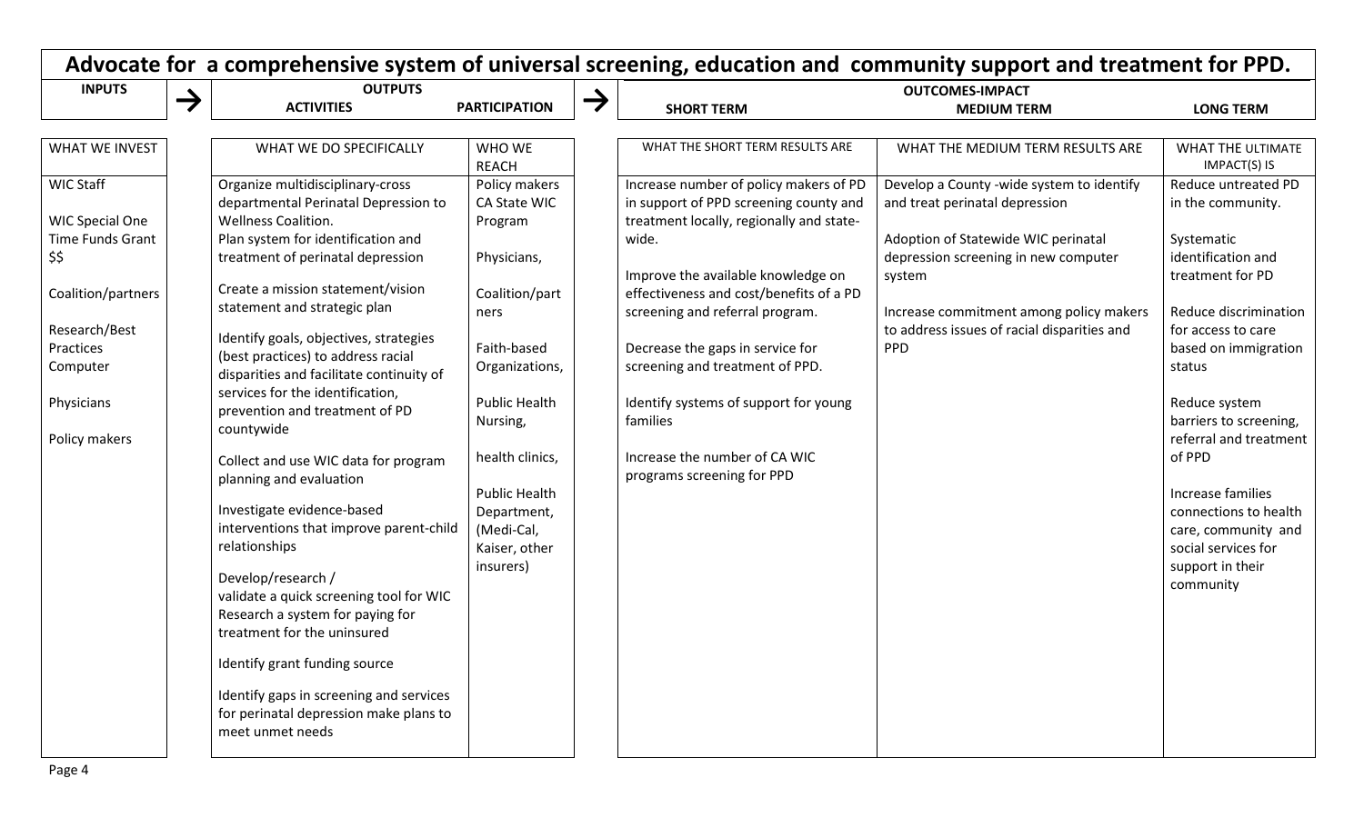# Advocate for a comprehensive system of universal screening, education and community support and treatment for PPD.

| INPUTS | OUTPUTS | | OUTCOMES-IMPACT | | |
|---|---|---|---|---|---|
| | ACTIVITIES | PARTICIPATION | SHORT TERM | MEDIUM TERM | LONG TERM |
| WHAT WE INVEST | WHAT WE DO SPECIFICALLY | WHO WE REACH | WHAT THE SHORT TERM RESULTS ARE | WHAT THE MEDIUM TERM RESULTS ARE | WHAT THE ULTIMATE IMPACT(S) IS |
| WIC Staff<br><br>WIC Special One Time Funds Grant $$<br><br>Coalition/partners<br><br>Research/Best Practices Computer<br><br>Physicians<br><br>Policy makers | Organize multidisciplinary-cross departmental Perinatal Depression to Wellness Coalition.<br>Plan system for identification and treatment of perinatal depression<br><br>Create a mission statement/vision statement and strategic plan<br><br>Identify goals, objectives, strategies (best practices) to address racial disparities and facilitate continuity of services for the identification, prevention and treatment of PD countywide<br><br>Collect and use WIC data for program planning and evaluation<br><br>Investigate evidence-based interventions that improve parent-child relationships<br><br>Develop/research / validate a quick screening tool for WIC<br>Research a system for paying for treatment for the uninsured<br><br>Identify grant funding source<br><br>Identify gaps in screening and services for perinatal depression make plans to meet unmet needs | Policy makers CA State WIC Program<br><br>Physicians,<br><br>Coalition/partners<br><br>Faith-based Organizations,<br><br>Public Health Nursing,<br><br>health clinics,<br><br>Public Health Department, (Medi-Cal, Kaiser, other insurers) | Increase number of policy makers of PD in support of PPD screening county and treatment locally, regionally and state-wide.<br><br>Improve the available knowledge on effectiveness and cost/benefits of a PD screening and referral program.<br><br>Decrease the gaps in service for screening and treatment of PPD.<br><br>Identify systems of support for young families<br><br>Increase the number of CA WIC programs screening for PPD | Develop a County -wide system to identify and treat perinatal depression<br><br>Adoption of Statewide WIC perinatal depression screening in new computer system<br><br>Increase commitment among policy makers to address issues of racial disparities and PPD | Reduce untreated PD in the community.<br><br>Systematic identification and treatment for PD<br><br>Reduce discrimination for access to care based on immigration status<br><br>Reduce system barriers to screening, referral and treatment of PPD<br><br>Increase families connections to health care, community and social services for support in their community |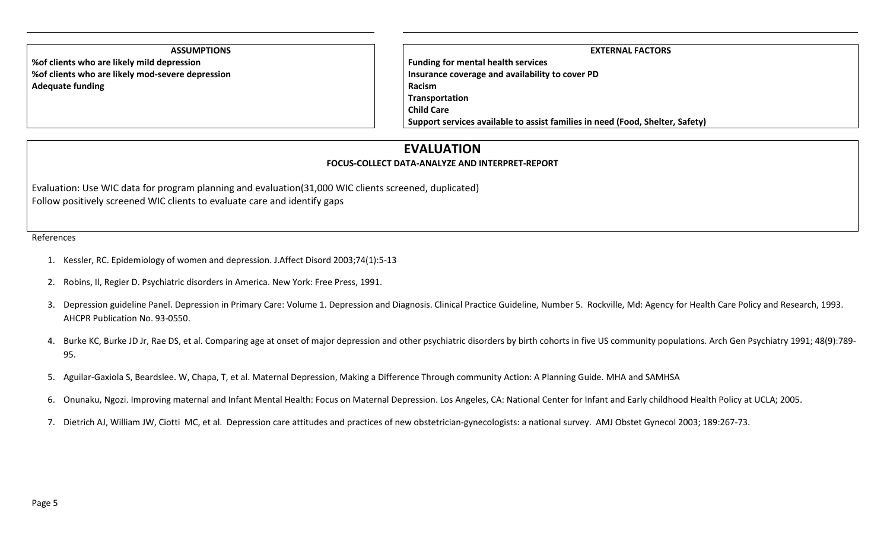| ASSUMPTIONS |
| --- |
| **%of clients who are likely mild depression** |
| **%of clients who are likely mod-severe depression** |
| **Adequate funding** |

| EXTERNAL FACTORS |
| --- |
| **Funding for mental health services** |
| **Insurance coverage and availability to cover PD** |
| **Racism** |
| **Transportation** |
| **Child Care** |
| **Support services available to assist families in need (Food, Shelter, Safety)** |

## EVALUATION

**FOCUS-COLLECT DATA-ANALYZE AND INTERPRET-REPORT**

Evaluation: Use WIC data for program planning and evaluation(31,000 WIC clients screened, duplicated)
Follow positively screened WIC clients to evaluate care and identify gaps

References

1. Kessler, RC. Epidemiology of women and depression. J.Affect Disord 2003;74(1):5-13
2. Robins, Il, Regier D. Psychiatric disorders in America. New York: Free Press, 1991.
3. Depression guideline Panel. Depression in Primary Care: Volume 1. Depression and Diagnosis. Clinical Practice Guideline, Number 5. Rockville, Md: Agency for Health Care Policy and Research, 1993. AHCPR Publication No. 93-0550.
4. Burke KC, Burke JD Jr, Rae DS, et al. Comparing age at onset of major depression and other psychiatric disorders by birth cohorts in five US community populations. Arch Gen Psychiatry 1991; 48(9):789-95.
5. Aguilar-Gaxiola S, Beardslee. W, Chapa, T, et al. Maternal Depression, Making a Difference Through community Action: A Planning Guide. MHA and SAMHSA
6. Onunaku, Ngozi. Improving maternal and Infant Mental Health: Focus on Maternal Depression. Los Angeles, CA: National Center for Infant and Early childhood Health Policy at UCLA; 2005.
7. Dietrich AJ, William JW, Ciotti MC, et al. Depression care attitudes and practices of new obstetrician-gynecologists: a national survey. AMJ Obstet Gynecol 2003; 189:267-73.